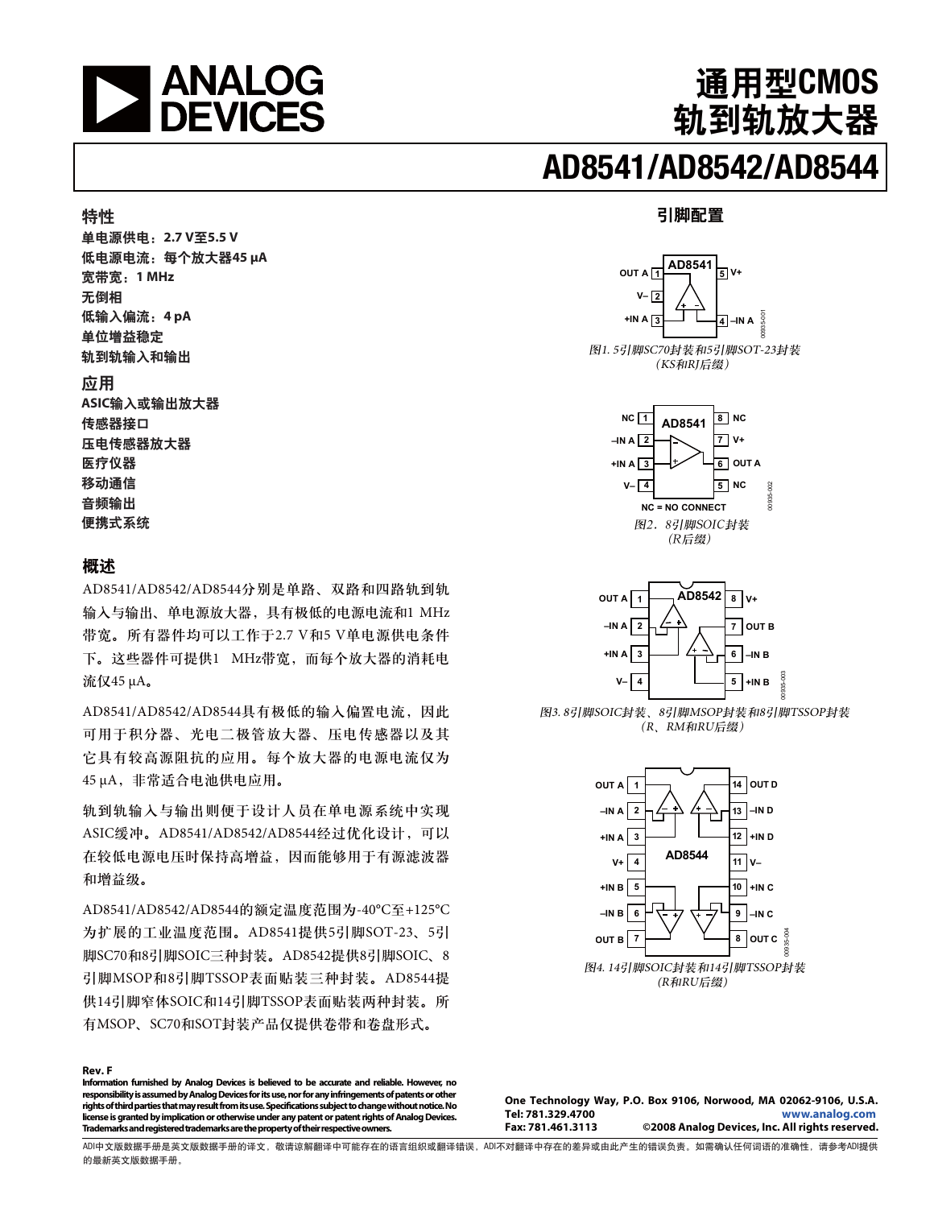# 通用型CMOS 轨到轨放大器

# AD8541/AD8542/AD8544

## 特性

单电源供电：2.7 V至5.5 V
低电源电流：每个放大器45 μA
宽带宽：1 MHz
无倒相
低输入偏流：4 pA
单位增益稳定
轨到轨输入和输出

## 应用

ASIC输入或输出放大器
传感器接口
压电传感器放大器
医疗仪器
移动通信
音频输出
便携式系统

## 概述

AD8541/AD8542/AD8544分别是单路、双路和四路轨到轨输入与输出、单电源放大器，具有极低的电源电流和1 MHz带宽。所有器件均可以工作于2.7 V和5 V单电源供电条件下。这些器件可提供1 MHz带宽，而每个放大器的消耗电流仅45 μA。

AD8541/AD8542/AD8544具有极低的输入偏置电流，因此可用于积分器、光电二极管放大器、压电传感器以及其它具有较高源阻抗的应用。每个放大器的电源电流仅为45 μA，非常适合电池供电应用。

轨到轨输入与输出则便于设计人员在单电源系统中实现ASIC缓冲。AD8541/AD8542/AD8544经过优化设计，可以在较低电源电压时保持高增益，因而能够用于有源滤波器和增益级。

AD8541/AD8542/AD8544的额定温度范围为-40°C至+125°C为扩展的工业温度范围。AD8541提供5引脚SOT-23、5引脚SC70和8引脚SOIC三种封装。AD8542提供8引脚SOIC、8引脚MSOP和8引脚TSSOP表面贴装三种封装。AD8544提供14引脚窄体SOIC和14引脚TSSOP表面贴装两种封装。所有MSOP、SC70和SOT封装产品仅提供卷带和卷盘形式。

## 引脚配置

AD8541: OUT A 1, V– 2, +IN A 3, –IN A 4, V+ 5

图1. 5引脚SC70封装和5引脚SOT-23封装（KS和RJ后缀）

AD8541: NC 1, –IN A 2, +IN A 3, V– 4, NC 5, OUT A 6, V+ 7, NC 8
NC = NO CONNECT

图2. 8引脚SOIC封装（R后缀）

AD8542: OUT A 1, –IN A 2, +IN A 3, V– 4, +IN B 5, –IN B 6, OUT B 7, V+ 8

图3. 8引脚SOIC封装、8引脚MSOP封装和8引脚TSSOP封装（R、RM和RU后缀）

AD8544: OUT A 1, –IN A 2, +IN A 3, V+ 4, +IN B 5, –IN B 6, OUT B 7, OUT C 8, –IN C 9, +IN C 10, V– 11, +IN D 12, –IN D 13, OUT D 14

图4. 14引脚SOIC封装和14引脚TSSOP封装（R和RU后缀）

Rev. F
Information furnished by Analog Devices is believed to be accurate and reliable. However, no responsibility is assumed by Analog Devices for its use, nor for any infringements of patents or other rights of third parties that may result from its use. Specifications subject to change without notice. No license is granted by implication or otherwise under any patent or patent rights of Analog Devices. Trademarks and registered trademarks are the property of their respective owners.

One Technology Way, P.O. Box 9106, Norwood, MA 02062-9106, U.S.A.
Tel: 781.329.4700 www.analog.com
Fax: 781.461.3113 ©2008 Analog Devices, Inc. All rights reserved.

ADI中文版数据手册是英文版数据手册的译文，敬请谅解翻译中可能存在的语言组织或翻译错误，ADI不对翻译中存在的差异或由此产生的错误负责。如需确认任何词语的准确性，请参考ADI提供的最新英文版数据手册。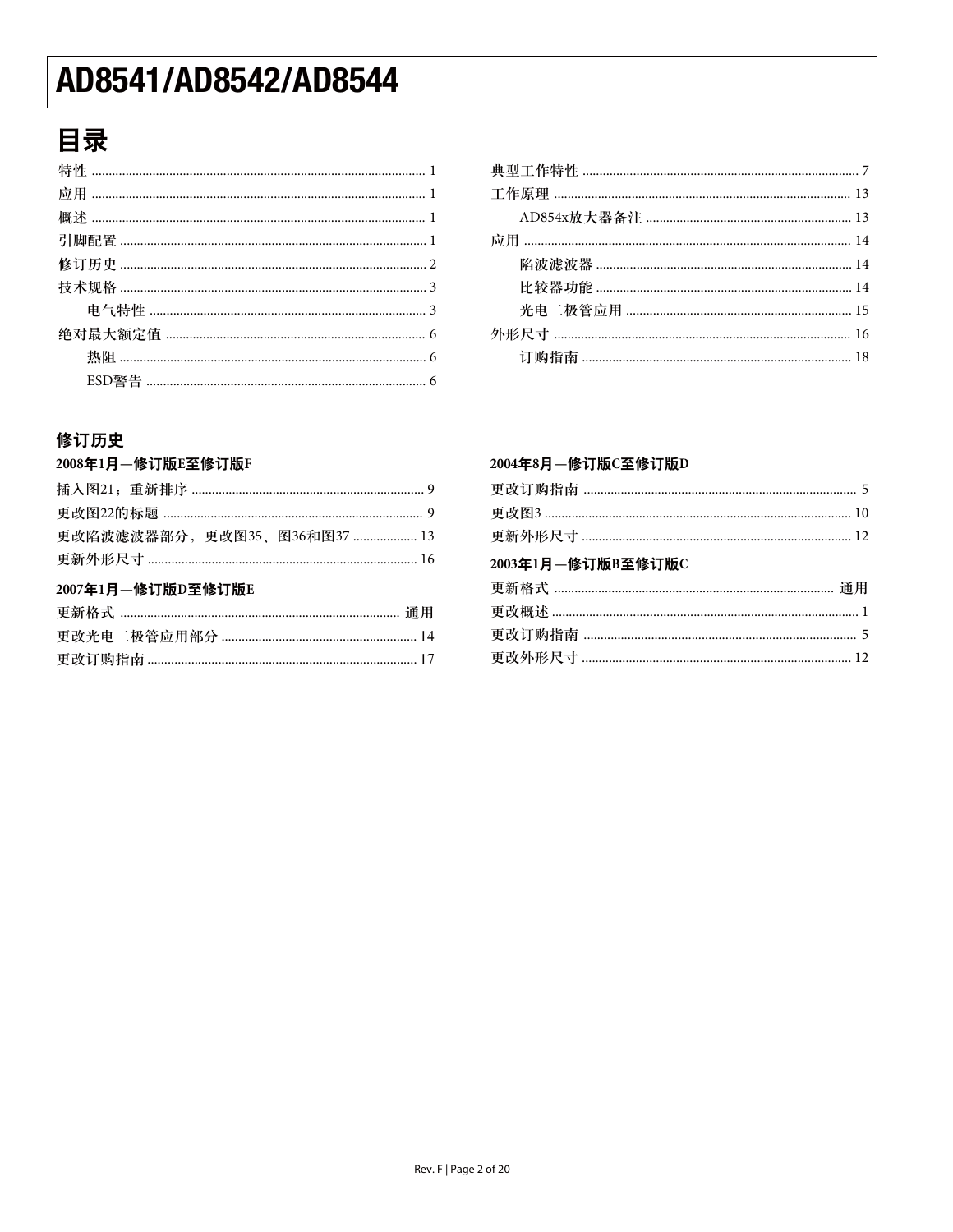# 目录

特性 ... 1
应用 ... 1
概述 ... 1
引脚配置 ... 1
修订历史 ... 2
技术规格 ... 3
- 电气特性 ... 3

绝对最大额定值 ... 6
- 热阻 ... 6
- ESD警告 ... 6

典型工作特性 ... 7
工作原理 ... 13
- AD854x放大器备注 ... 13

应用 ... 14
- 陷波滤波器 ... 14
- 比较器功能 ... 14
- 光电二极管应用 ... 15

外形尺寸 ... 16
- 订购指南 ... 18

## 修订历史

**2008年1月—修订版E至修订版F**

插入图21；重新排序 ... 9
更改图22的标题 ... 9
更改陷波滤波器部分，更改图35、图36和图37 ... 13
更新外形尺寸 ... 16

**2007年1月—修订版D至修订版E**

更新格式 ... 通用
更改光电二极管应用部分 ... 14
更改订购指南 ... 17

**2004年8月—修订版C至修订版D**

更改订购指南 ... 5
更改图3 ... 10
更新外形尺寸 ... 12

**2003年1月—修订版B至修订版C**

更新格式 ... 通用
更改概述 ... 1
更改订购指南 ... 5
更改外形尺寸 ... 12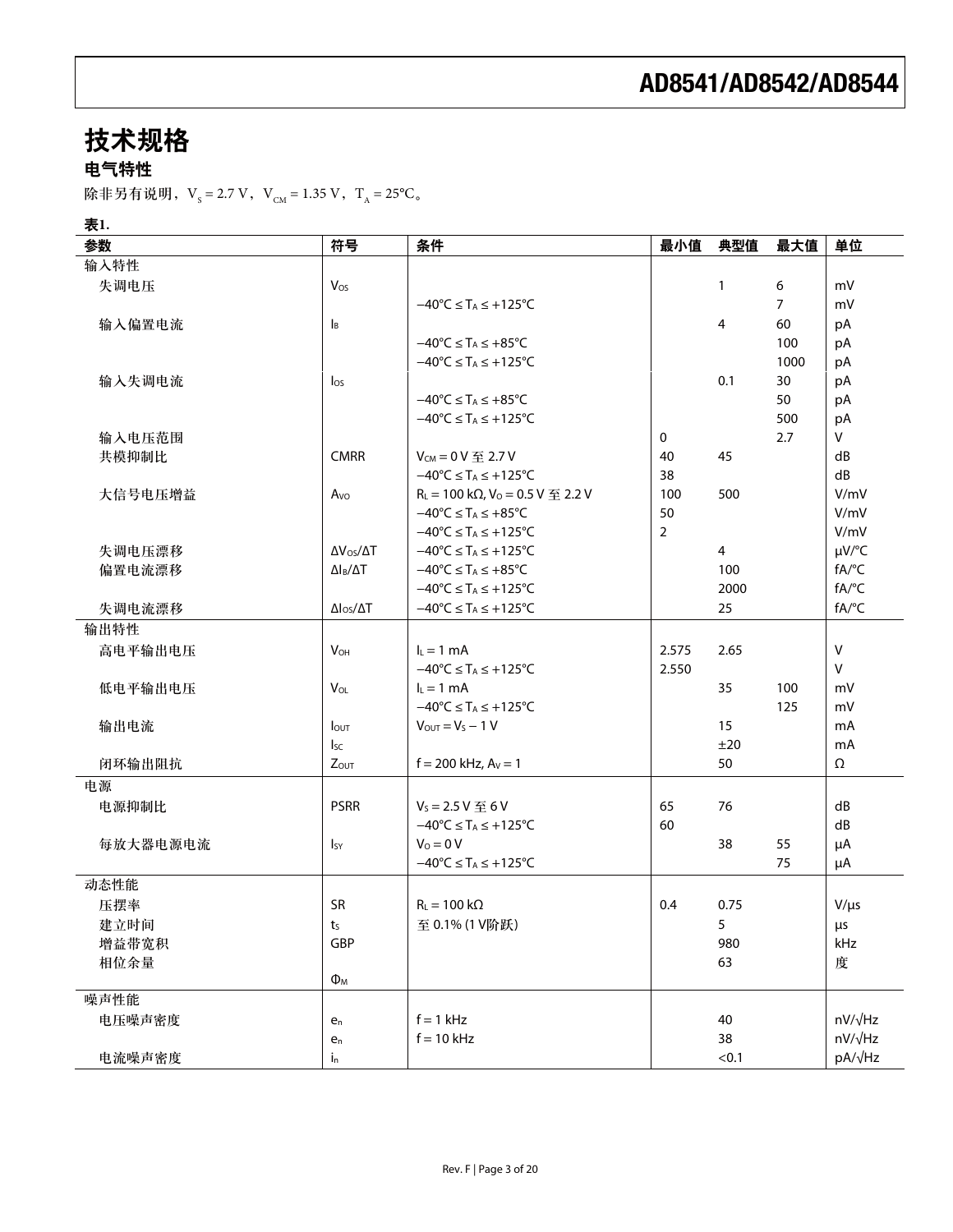# 技术规格

## 电气特性

除非另有说明，$V_S$ = 2.7 V，$V_{CM}$ = 1.35 V，$T_A$ = 25°C。

**表1.**

| 参数 | 符号 | 条件 | 最小值 | 典型值 | 最大值 | 单位 |
|---|---|---|---|---|---|---|
| 输入特性 | | | | | | |
| 失调电压 | $V_{OS}$ | | | 1 | 6 | mV |
| | | −40°C ≤ $T_A$ ≤ +125°C | | | 7 | mV |
| 输入偏置电流 | $I_B$ | | | 4 | 60 | pA |
| | | −40°C ≤ $T_A$ ≤ +85°C | | | 100 | pA |
| | | −40°C ≤ $T_A$ ≤ +125°C | | | 1000 | pA |
| 输入失调电流 | $I_{OS}$ | | | 0.1 | 30 | pA |
| | | −40°C ≤ $T_A$ ≤ +85°C | | | 50 | pA |
| | | −40°C ≤ $T_A$ ≤ +125°C | | | 500 | pA |
| 输入电压范围 | | | 0 | | 2.7 | V |
| 共模抑制比 | CMRR | $V_{CM}$ = 0 V 至 2.7 V | 40 | 45 | | dB |
| | | −40°C ≤ $T_A$ ≤ +125°C | 38 | | | dB |
| 大信号电压增益 | $A_{VO}$ | $R_L$ = 100 kΩ, $V_O$ = 0.5 V 至 2.2 V | 100 | 500 | | V/mV |
| | | −40°C ≤ $T_A$ ≤ +85°C | 50 | | | V/mV |
| | | −40°C ≤ $T_A$ ≤ +125°C | 2 | | | V/mV |
| 失调电压漂移 | $\Delta V_{OS}/\Delta T$ | −40°C ≤ $T_A$ ≤ +125°C | | 4 | | μV/°C |
| 偏置电流漂移 | $\Delta I_B/\Delta T$ | −40°C ≤ $T_A$ ≤ +85°C | | 100 | | fA/°C |
| | | −40°C ≤ $T_A$ ≤ +125°C | | 2000 | | fA/°C |
| 失调电流漂移 | $\Delta I_{OS}/\Delta T$ | −40°C ≤ $T_A$ ≤ +125°C | | 25 | | fA/°C |
| 输出特性 | | | | | | |
| 高电平输出电压 | $V_{OH}$ | $I_L$ = 1 mA | 2.575 | 2.65 | | V |
| | | −40°C ≤ $T_A$ ≤ +125°C | 2.550 | | | V |
| 低电平输出电压 | $V_{OL}$ | $I_L$ = 1 mA | | 35 | 100 | mV |
| | | −40°C ≤ $T_A$ ≤ +125°C | | | 125 | mV |
| 输出电流 | $I_{OUT}$ | $V_{OUT}$ = $V_S$ − 1 V | | 15 | | mA |
| | $I_{SC}$ | | | ±20 | | mA |
| 闭环输出阻抗 | $Z_{OUT}$ | f = 200 kHz, $A_V$ = 1 | | 50 | | Ω |
| 电源 | | | | | | |
| 电源抑制比 | PSRR | $V_S$ = 2.5 V 至 6 V | 65 | 76 | | dB |
| | | −40°C ≤ $T_A$ ≤ +125°C | 60 | | | dB |
| 每放大器电源电流 | $I_{SY}$ | $V_O$ = 0 V | | 38 | 55 | μA |
| | | −40°C ≤ $T_A$ ≤ +125°C | | | 75 | μA |
| 动态性能 | | | | | | |
| 压摆率 | SR | $R_L$ = 100 kΩ | 0.4 | 0.75 | | V/μs |
| 建立时间 | $t_S$ | 至 0.1% (1 V阶跃) | | 5 | | μs |
| 增益带宽积 | GBP | | | 980 | | kHz |
| 相位余量 | $\Phi_M$ | | | 63 | | 度 |
| 噪声性能 | | | | | | |
| 电压噪声密度 | $e_n$ | f = 1 kHz | | 40 | | nV/√Hz |
| | $e_n$ | f = 10 kHz | | 38 | | nV/√Hz |
| 电流噪声密度 | $i_n$ | | | <0.1 | | pA/√Hz |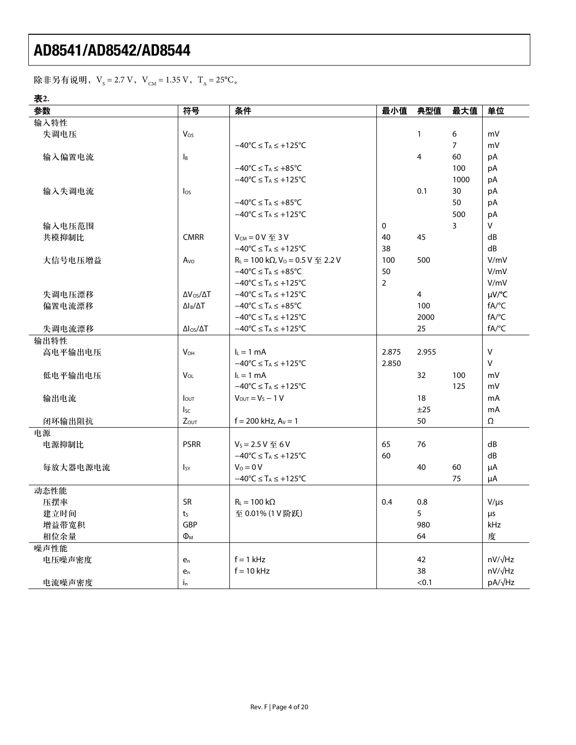除非另有说明，$V_S = 2.7$ V，$V_{CM} = 1.35$ V，$T_A = 25°C$。

**表2.**

| 参数 | 符号 | 条件 | 最小值 | 典型值 | 最大值 | 单位 |
|---|---|---|---|---|---|---|
| 输入特性 | | | | | | |
| 失调电压 | $V_{OS}$ | | | 1 | 6 | mV |
| | | $-40°C \le T_A \le +125°C$ | | | 7 | mV |
| 输入偏置电流 | $I_B$ | | | 4 | 60 | pA |
| | | $-40°C \le T_A \le +85°C$ | | | 100 | pA |
| | | $-40°C \le T_A \le +125°C$ | | | 1000 | pA |
| 输入失调电流 | $I_{OS}$ | | | 0.1 | 30 | pA |
| | | $-40°C \le T_A \le +85°C$ | | | 50 | pA |
| | | $-40°C \le T_A \le +125°C$ | | | 500 | pA |
| 输入电压范围 | | | 0 | | 3 | V |
| 共模抑制比 | CMRR | $V_{CM} = 0$ V 至 3 V | 40 | 45 | | dB |
| | | $-40°C \le T_A \le +125°C$ | 38 | | | dB |
| 大信号电压增益 | $A_{VO}$ | $R_L = 100$ kΩ, $V_O = 0.5$ V 至 2.2 V | 100 | 500 | | V/mV |
| | | $-40°C \le T_A \le +85°C$ | 50 | | | V/mV |
| | | $-40°C \le T_A \le +125°C$ | 2 | | | V/mV |
| 失调电压漂移 | $\Delta V_{OS}/\Delta T$ | $-40°C \le T_A \le +125°C$ | | 4 | | μV/°C |
| 偏置电流漂移 | $\Delta I_B/\Delta T$ | $-40°C \le T_A \le +85°C$ | | 100 | | fA/°C |
| | | $-40°C \le T_A \le +125°C$ | | 2000 | | fA/°C |
| 失调电流漂移 | $\Delta I_{OS}/\Delta T$ | $-40°C \le T_A \le +125°C$ | | 25 | | fA/°C |
| 输出特性 | | | | | | |
| 高电平输出电压 | $V_{OH}$ | $I_L = 1$ mA | 2.875 | 2.955 | | V |
| | | $-40°C \le T_A \le +125°C$ | 2.850 | | | V |
| 低电平输出电压 | $V_{OL}$ | $I_L = 1$ mA | | 32 | 100 | mV |
| | | $-40°C \le T_A \le +125°C$ | | | 125 | mV |
| 输出电流 | $I_{OUT}$ | $V_{OUT} = V_S - 1$ V | | 18 | | mA |
| | $I_{SC}$ | | | ±25 | | mA |
| 闭环输出阻抗 | $Z_{OUT}$ | f = 200 kHz, $A_V = 1$ | | 50 | | Ω |
| 电源 | | | | | | |
| 电源抑制比 | PSRR | $V_S = 2.5$ V 至 6 V | 65 | 76 | | dB |
| | | $-40°C \le T_A \le +125°C$ | 60 | | | dB |
| 每放大器电源电流 | $I_{SY}$ | $V_O = 0$ V | | 40 | 60 | μA |
| | | $-40°C \le T_A \le +125°C$ | | | 75 | μA |
| 动态性能 | | | | | | |
| 压摆率 | SR | $R_L = 100$ kΩ | 0.4 | 0.8 | | V/μs |
| 建立时间 | $t_S$ | 至 0.01% (1 V 阶跃) | | 5 | | μs |
| 增益带宽积 | GBP | | | 980 | | kHz |
| 相位余量 | $\Phi_M$ | | | 64 | | 度 |
| 噪声性能 | | | | | | |
| 电压噪声密度 | $e_n$ | f = 1 kHz | | 42 | | nV/√Hz |
| | $e_n$ | f = 10 kHz | | 38 | | nV/√Hz |
| 电流噪声密度 | $i_n$ | | | <0.1 | | pA/√Hz |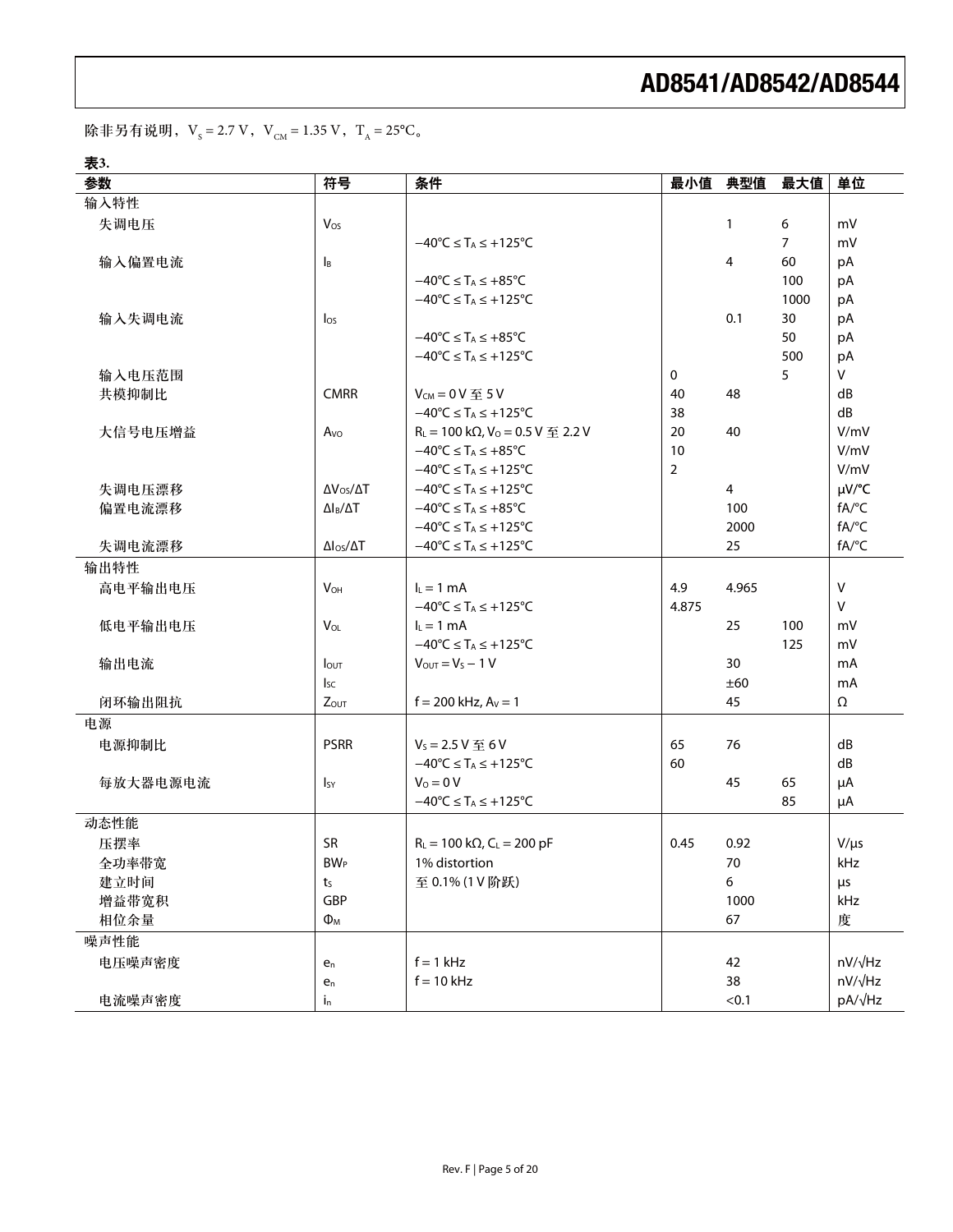除非另有说明，$V_S = 2.7\ V$，$V_{CM} = 1.35\ V$，$T_A = 25°C$。

**表3.**

| 参数 | 符号 | 条件 | 最小值 | 典型值 | 最大值 | 单位 |
|---|---|---|---|---|---|---|
| **输入特性** | | | | | | |
| 失调电压 | $V_{OS}$ | | | 1 | 6 | mV |
| | | $-40°C \leq T_A \leq +125°C$ | | | 7 | mV |
| 输入偏置电流 | $I_B$ | | | 4 | 60 | pA |
| | | $-40°C \leq T_A \leq +85°C$ | | | 100 | pA |
| | | $-40°C \leq T_A \leq +125°C$ | | | 1000 | pA |
| 输入失调电流 | $I_{OS}$ | | | 0.1 | 30 | pA |
| | | $-40°C \leq T_A \leq +85°C$ | | | 50 | pA |
| | | $-40°C \leq T_A \leq +125°C$ | | | 500 | pA |
| 输入电压范围 | | | 0 | | 5 | V |
| 共模抑制比 | CMRR | $V_{CM} = 0\ V$ 至 5 V | 40 | 48 | | dB |
| | | $-40°C \leq T_A \leq +125°C$ | 38 | | | dB |
| 大信号电压增益 | $A_{VO}$ | $R_L = 100\ k\Omega$, $V_O = 0.5\ V$ 至 2.2 V | 20 | 40 | | V/mV |
| | | $-40°C \leq T_A \leq +85°C$ | 10 | | | V/mV |
| | | $-40°C \leq T_A \leq +125°C$ | 2 | | | V/mV |
| 失调电压漂移 | $\Delta V_{OS}/\Delta T$ | $-40°C \leq T_A \leq +125°C$ | | 4 | | μV/°C |
| 偏置电流漂移 | $\Delta I_B/\Delta T$ | $-40°C \leq T_A \leq +85°C$ | | 100 | | fA/°C |
| | | $-40°C \leq T_A \leq +125°C$ | | 2000 | | fA/°C |
| 失调电流漂移 | $\Delta I_{OS}/\Delta T$ | $-40°C \leq T_A \leq +125°C$ | | 25 | | fA/°C |
| **输出特性** | | | | | | |
| 高电平输出电压 | $V_{OH}$ | $I_L = 1\ mA$ | 4.9 | 4.965 | | V |
| | | $-40°C \leq T_A \leq +125°C$ | 4.875 | | | V |
| 低电平输出电压 | $V_{OL}$ | $I_L = 1\ mA$ | | 25 | 100 | mV |
| | | $-40°C \leq T_A \leq +125°C$ | | | 125 | mV |
| 输出电流 | $I_{OUT}$ | $V_{OUT} = V_S - 1\ V$ | | 30 | | mA |
| | $I_{SC}$ | | | ±60 | | mA |
| 闭环输出阻抗 | $Z_{OUT}$ | $f = 200\ kHz$, $A_V = 1$ | | 45 | | Ω |
| **电源** | | | | | | |
| 电源抑制比 | PSRR | $V_S = 2.5\ V$ 至 6 V | 65 | 76 | | dB |
| | | $-40°C \leq T_A \leq +125°C$ | 60 | | | dB |
| 每放大器电源电流 | $I_{SY}$ | $V_O = 0\ V$ | | 45 | 65 | μA |
| | | $-40°C \leq T_A \leq +125°C$ | | | 85 | μA |
| **动态性能** | | | | | | |
| 压摆率 | SR | $R_L = 100\ k\Omega$, $C_L = 200\ pF$ | 0.45 | 0.92 | | V/μs |
| 全功率带宽 | $BW_P$ | 1% distortion | | 70 | | kHz |
| 建立时间 | $t_S$ | 至 0.1% (1 V 阶跃) | | 6 | | μs |
| 增益带宽积 | GBP | | | 1000 | | kHz |
| 相位余量 | $\Phi_M$ | | | 67 | | 度 |
| **噪声性能** | | | | | | |
| 电压噪声密度 | $e_n$ | $f = 1\ kHz$ | | 42 | | nV/√Hz |
| | $e_n$ | $f = 10\ kHz$ | | 38 | | nV/√Hz |
| 电流噪声密度 | $i_n$ | | | <0.1 | | pA/√Hz |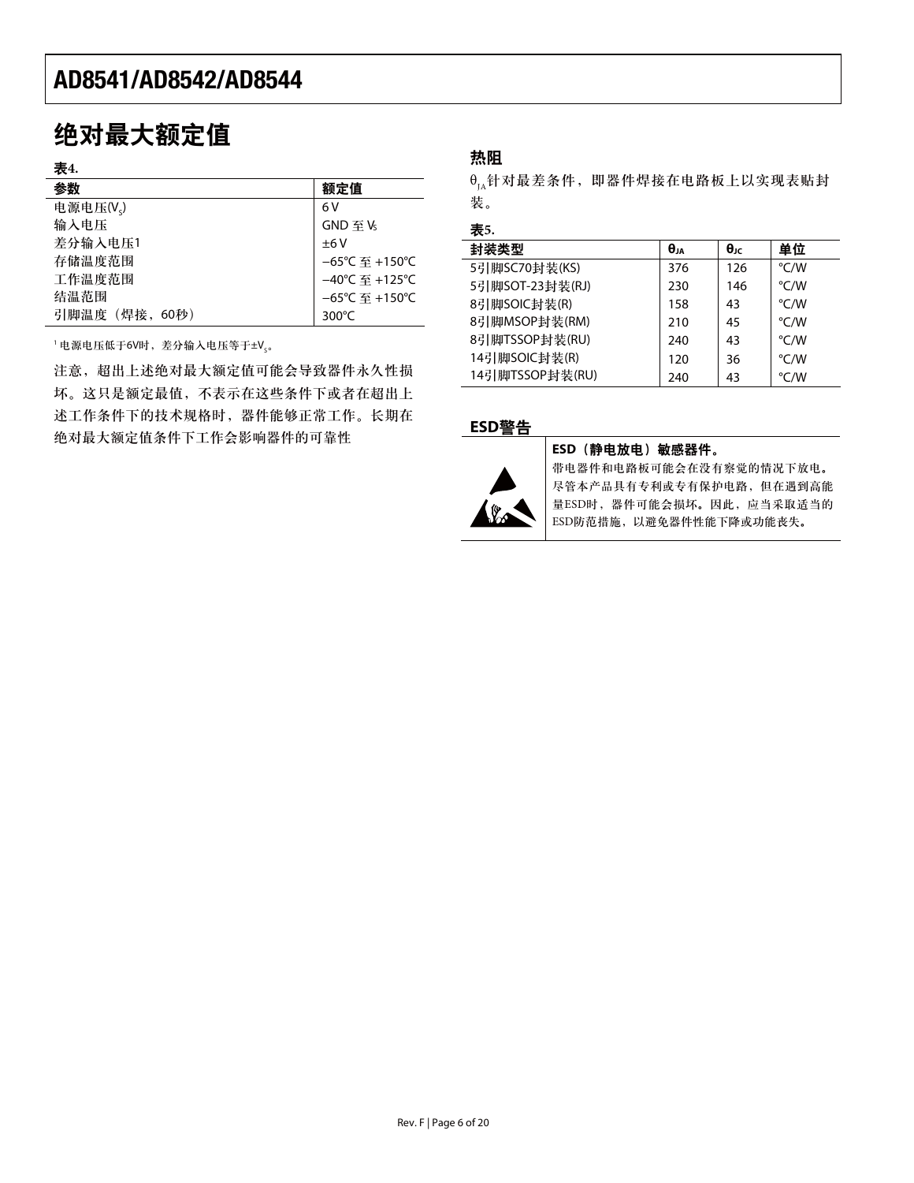## 绝对最大额定值

表4.

| 参数 | 额定值 |
|---|---|
| 电源电压($V_S$) | 6 V |
| 输入电压 | GND 至 $V_S$ |
| 差分输入电压1 | ±6 V |
| 存储温度范围 | −65°C 至 +150°C |
| 工作温度范围 | −40°C 至 +125°C |
| 结温范围 | −65°C 至 +150°C |
| 引脚温度（焊接，60秒） | 300°C |

[1] 电源电压低于6V时，差分输入电压等于±$V_S$。

注意，超出上述绝对最大额定值可能会导致器件永久性损坏。这只是额定最值，不表示在这些条件下或者在超出上述工作条件下的技术规格时，器件能够正常工作。长期在绝对最大额定值条件下工作会影响器件的可靠性

## 热阻

$\theta_{JA}$针对最差条件，即器件焊接在电路板上以实现表贴封装。

表5.

| 封装类型 | $\theta_{JA}$ | $\theta_{JC}$ | 单位 |
|---|---|---|---|
| 5引脚SC70封装(KS) | 376 | 126 | °C/W |
| 5引脚SOT-23封装(RJ) | 230 | 146 | °C/W |
| 8引脚SOIC封装(R) | 158 | 43 | °C/W |
| 8引脚MSOP封装(RM) | 210 | 45 | °C/W |
| 8引脚TSSOP封装(RU) | 240 | 43 | °C/W |
| 14引脚SOIC封装(R) | 120 | 36 | °C/W |
| 14引脚TSSOP封装(RU) | 240 | 43 | °C/W |

## ESD警告

**ESD（静电放电）敏感器件。**

带电器件和电路板可能会在没有察觉的情况下放电。尽管本产品具有专利或专有保护电路，但在遇到高能量ESD时，器件可能会损坏。因此，应当采取适当的ESD防范措施，以避免器件性能下降或功能丧失。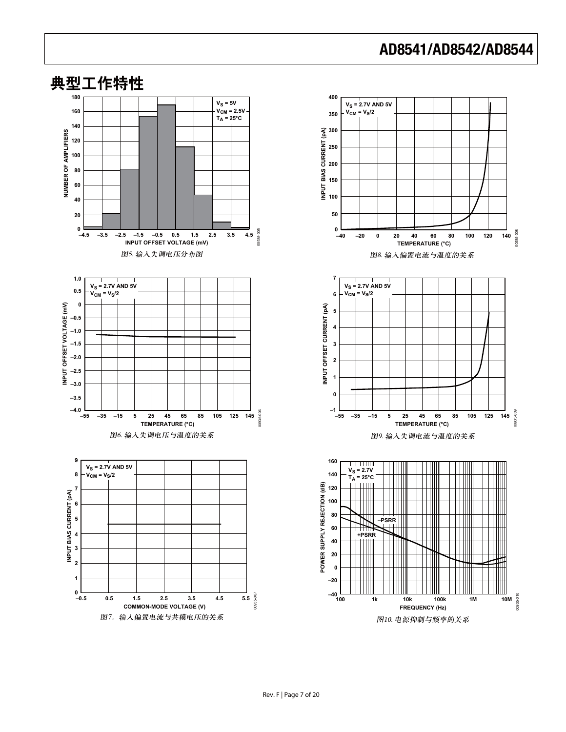## 典型工作特性

图5. 输入失调电压分布图

图8. 输入偏置电流与温度的关系

图6. 输入失调电压与温度的关系

图9. 输入失调电流与温度的关系

图7. 输入偏置电流与共模电压的关系

图10. 电源抑制与频率的关系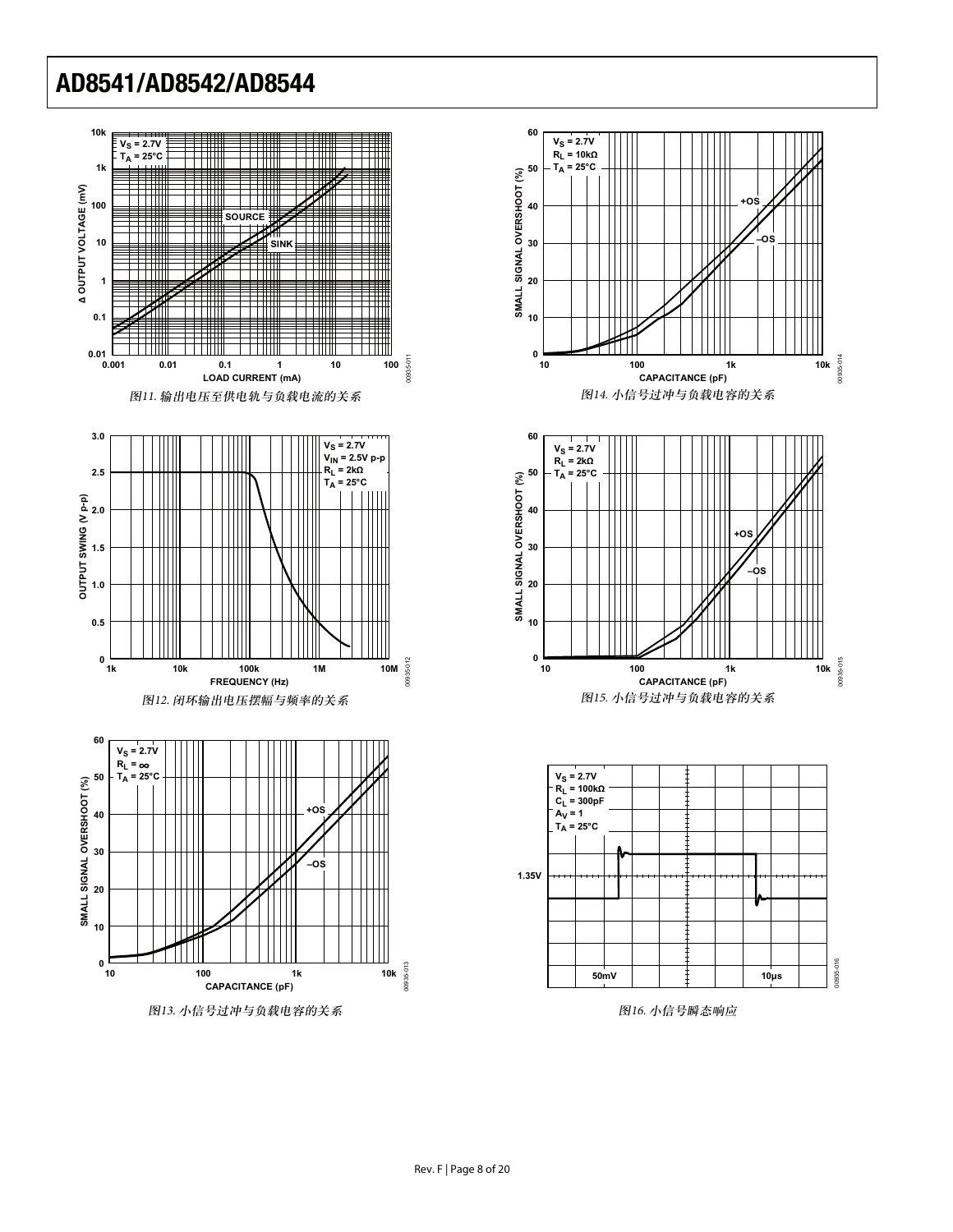图11. 输出电压至供电轨与负载电流的关系

图12. 闭环输出电压摆幅与频率的关系

图13. 小信号过冲与负载电容的关系

图14. 小信号过冲与负载电容的关系

图15. 小信号过冲与负载电容的关系

图16. 小信号瞬态响应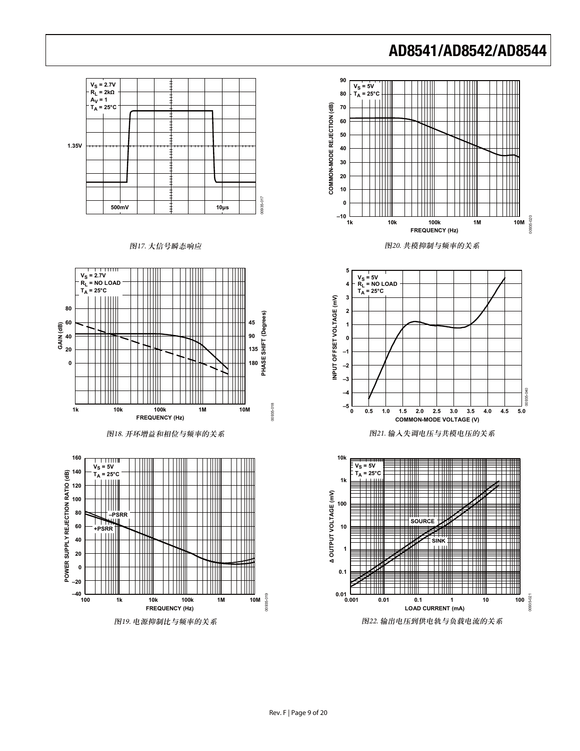图17. 大信号瞬态响应

图18. 开环增益和相位与频率的关系

图19. 电源抑制比与频率的关系

图20. 共模抑制与频率的关系

图21. 输入失调电压与共模电压的关系

图22. 输出电压到供电轨与负载电流的关系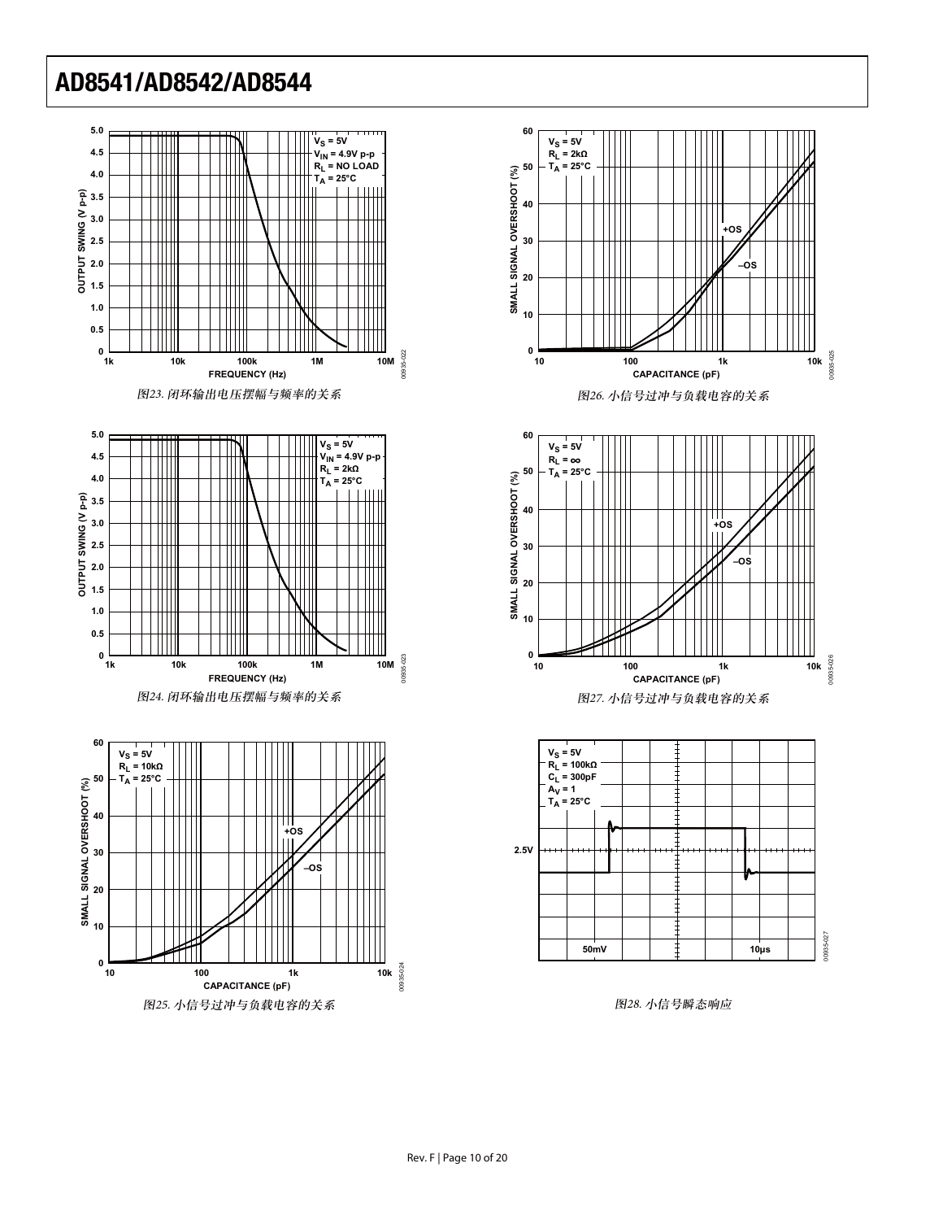图23. 闭环输出电压摆幅与频率的关系

图24. 闭环输出电压摆幅与频率的关系

图25. 小信号过冲与负载电容的关系

图26. 小信号过冲与负载电容的关系

图27. 小信号过冲与负载电容的关系

图28. 小信号瞬态响应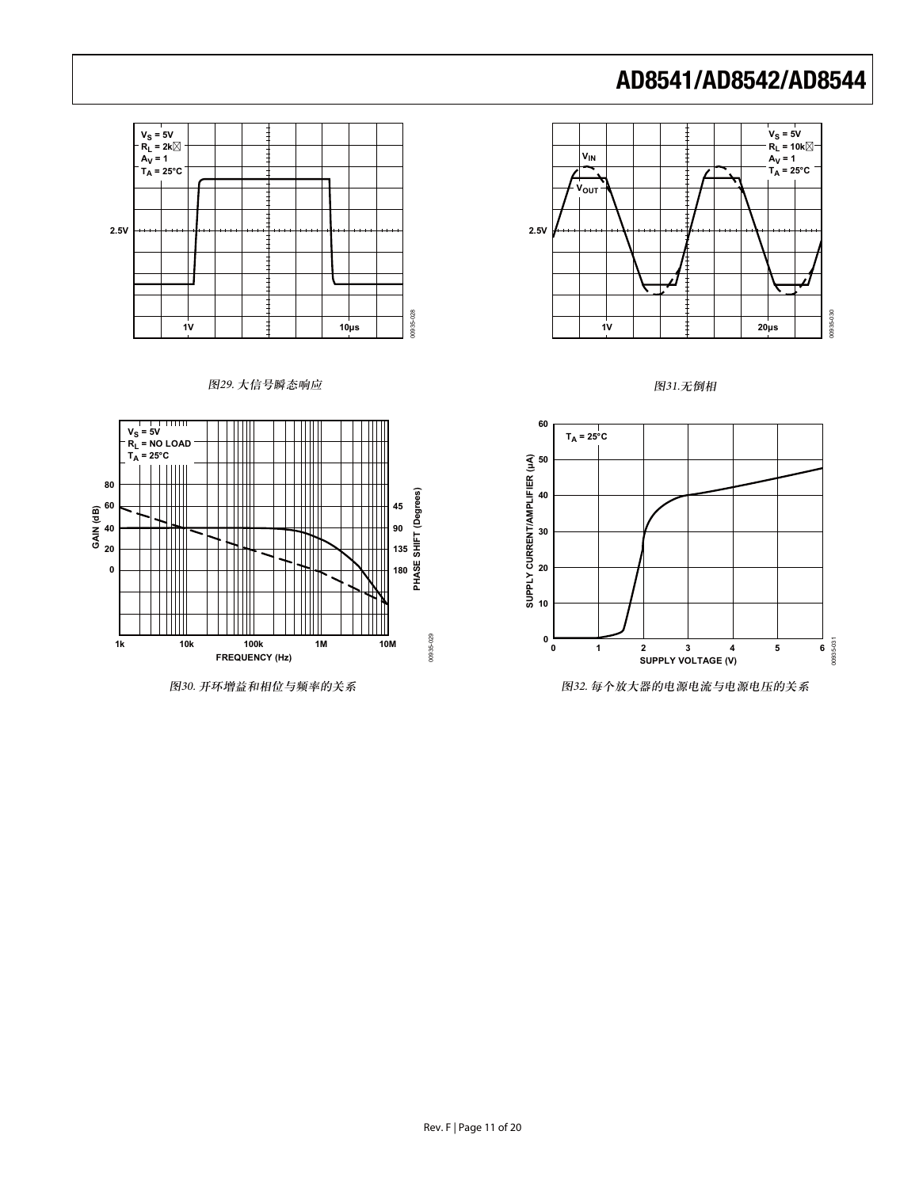图29. 大信号瞬态响应

图31.无倒相

图30. 开环增益和相位与频率的关系

图32. 每个放大器的电源电流与电源电压的关系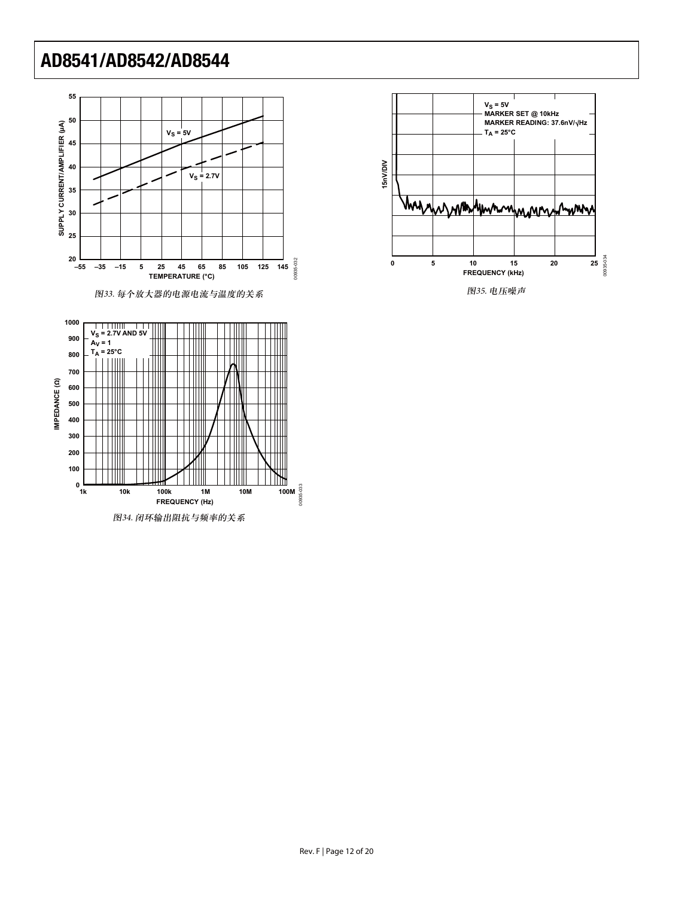图33. 每个放大器的电源电流与温度的关系

图34. 闭环输出阻抗与频率的关系

图35. 电压噪声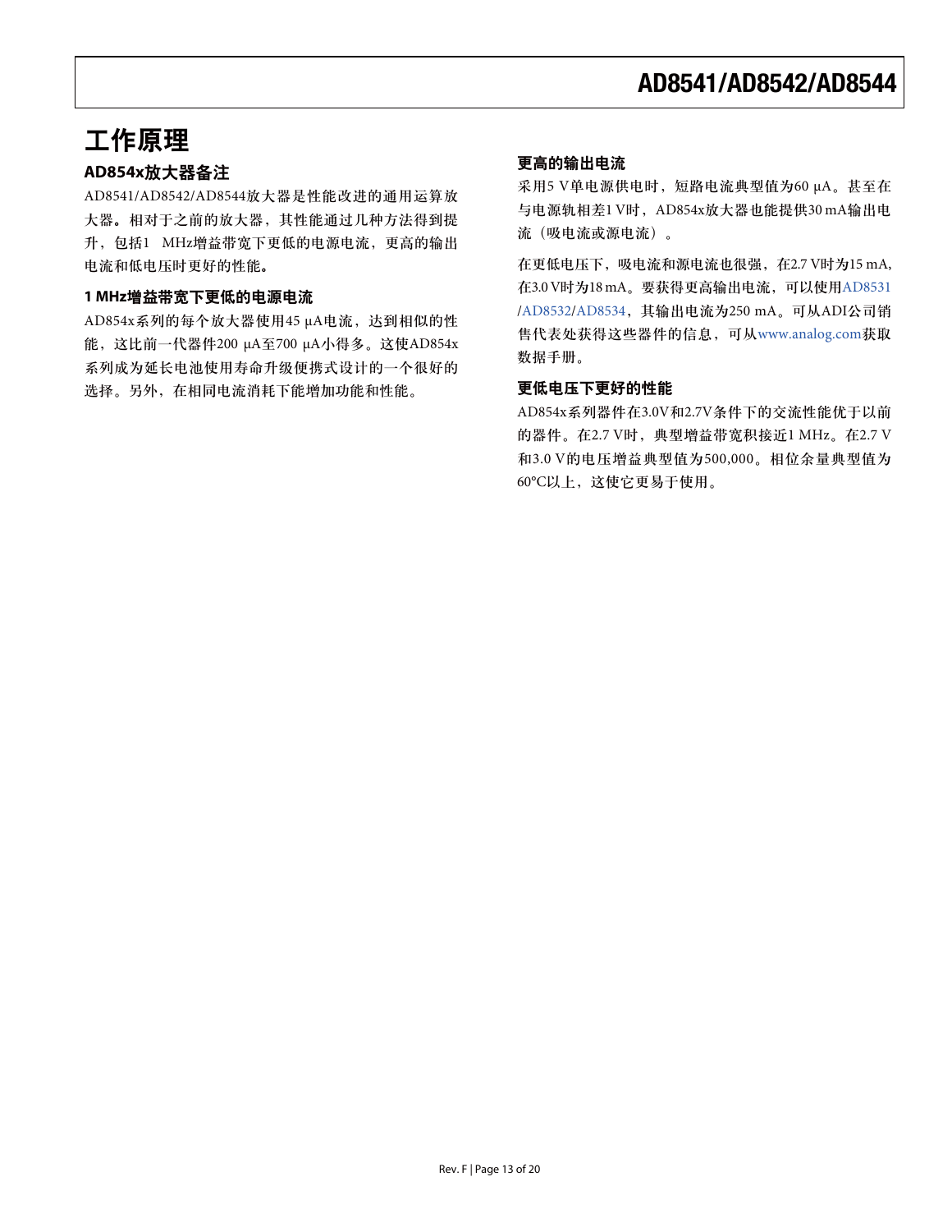# 工作原理

## AD854x放大器备注

AD8541/AD8542/AD8544放大器是性能改进的通用运算放大器。相对于之前的放大器，其性能通过几种方法得到提升，包括1 MHz增益带宽下更低的电源电流，更高的输出电流和低电压时更好的性能。

### 1 MHz增益带宽下更低的电源电流

AD854x系列的每个放大器使用45 μA电流，达到相似的性能，这比前一代器件200 μA至700 μA小得多。这使AD854x系列成为延长电池使用寿命升级便携式设计的一个很好的选择。另外，在相同电流消耗下能增加功能和性能。

### 更高的输出电流

采用5 V单电源供电时，短路电流典型值为60 μA。甚至在与电源轨相差1 V时，AD854x放大器也能提供30 mA输出电流（吸电流或源电流）。

在更低电压下，吸电流和源电流也很强，在2.7 V时为15 mA，在3.0 V时为18 mA。要获得更高输出电流，可以使用AD8531/AD8532/AD8534，其输出电流为250 mA。可从ADI公司销售代表处获得这些器件的信息，可从www.analog.com获取数据手册。

### 更低电压下更好的性能

AD854x系列器件在3.0V和2.7V条件下的交流性能优于以前的器件。在2.7 V时，典型增益带宽积接近1 MHz。在2.7 V和3.0 V的电压增益典型值为500,000。相位余量典型值为60°C以上，这使它更易于使用。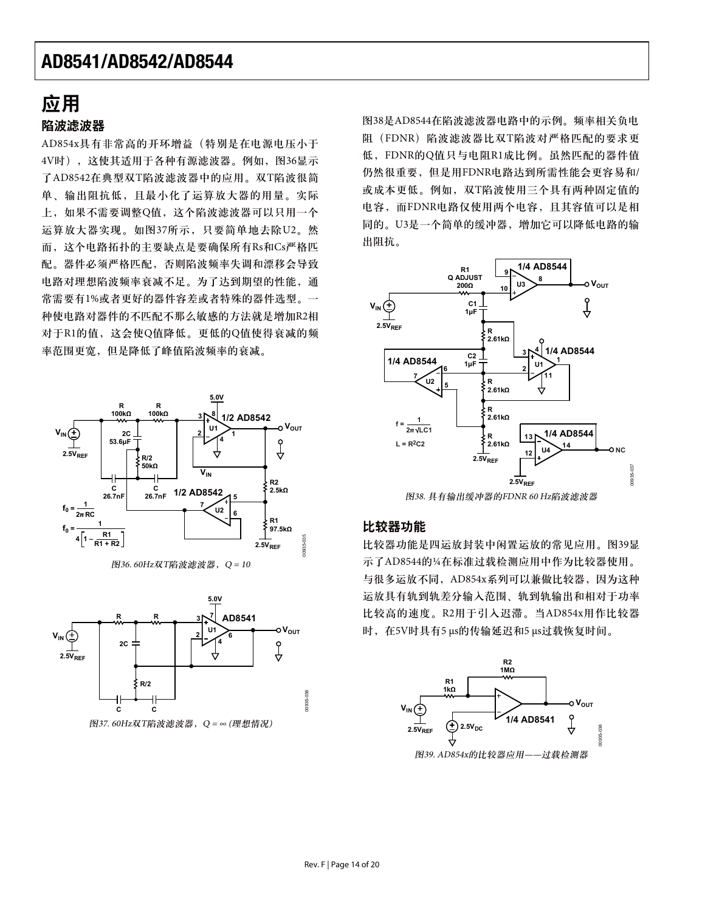## 应用

### 陷波滤波器

AD854x具有非常高的开环增益（特别是在电源电压小于4V时），这使其适用于各种有源滤波器。例如，图36显示了AD8542在典型双T陷波滤波器中的应用。双T陷波很简单、输出阻抗低，且最小化了运算放大器的用量。实际上，如果不需要调整Q值，这个陷波滤波器可以只用一个运算放大器实现。如图37所示，只要简单地去除U2。然而，这个电路拓扑的主要缺点是要确保所有Rs和Cs严格匹配。器件必须严格匹配，否则陷波频率失调和漂移会导致电路对理想陷波频率衰减不足。为了达到期望的性能，通常需要有1%或者更好的器件容差或者特殊的器件选型。一种使电路对器件的不匹配不那么敏感的方法就是增加R2相对于R1的值，这会使Q值降低。更低的Q值使得衰减的频率范围更宽，但是降低了峰值陷波频率的衰减。

$$f_0 = \frac{1}{2\pi RC}$$

$$f_0 = \frac{1}{4\left[1 - \frac{R1}{R1 + R2}\right]}$$

图36. 60Hz双T陷波滤波器，Q = 10

图37. 60Hz双T陷波滤波器，Q = ∞ (理想情况)

图38是AD8544在陷波滤波器电路中的示例。频率相关负电阻（FDNR）陷波滤波器比双T陷波对严格匹配的要求更低，FDNR的Q值只与电阻R1成比例。虽然匹配的器件值仍然很重要，但是用FDNR电路达到所需性能会更容易和/或成本更低。例如，双T陷波使用三个具有两种固定值的电容，而FDNR电路仅使用两个电容，且其容值可以是相同的。U3是一个简单的缓冲器，增加它可以降低电路的输出阻抗。

$$f = \frac{1}{2\pi\sqrt{LC1}}$$

$$L = R^2C2$$

图38. 具有输出缓冲器的FDNR 60 Hz陷波滤波器

### 比较器功能

比较器功能是四运放封装中闲置运放的常见应用。图39显示了AD8544的¼在标准过载检测应用中作为比较器使用。与很多运放不同，AD854x系列可以兼做比较器，因为这种运放具有轨到轨差分输入范围、轨到轨输出和相对于功率比较高的速度。R2用于引入迟滞。当AD854x用作比较器时，在5V时具有5 μs的传输延迟和5 μs过载恢复时间。

图39. AD854x的比较器应用——过载检测器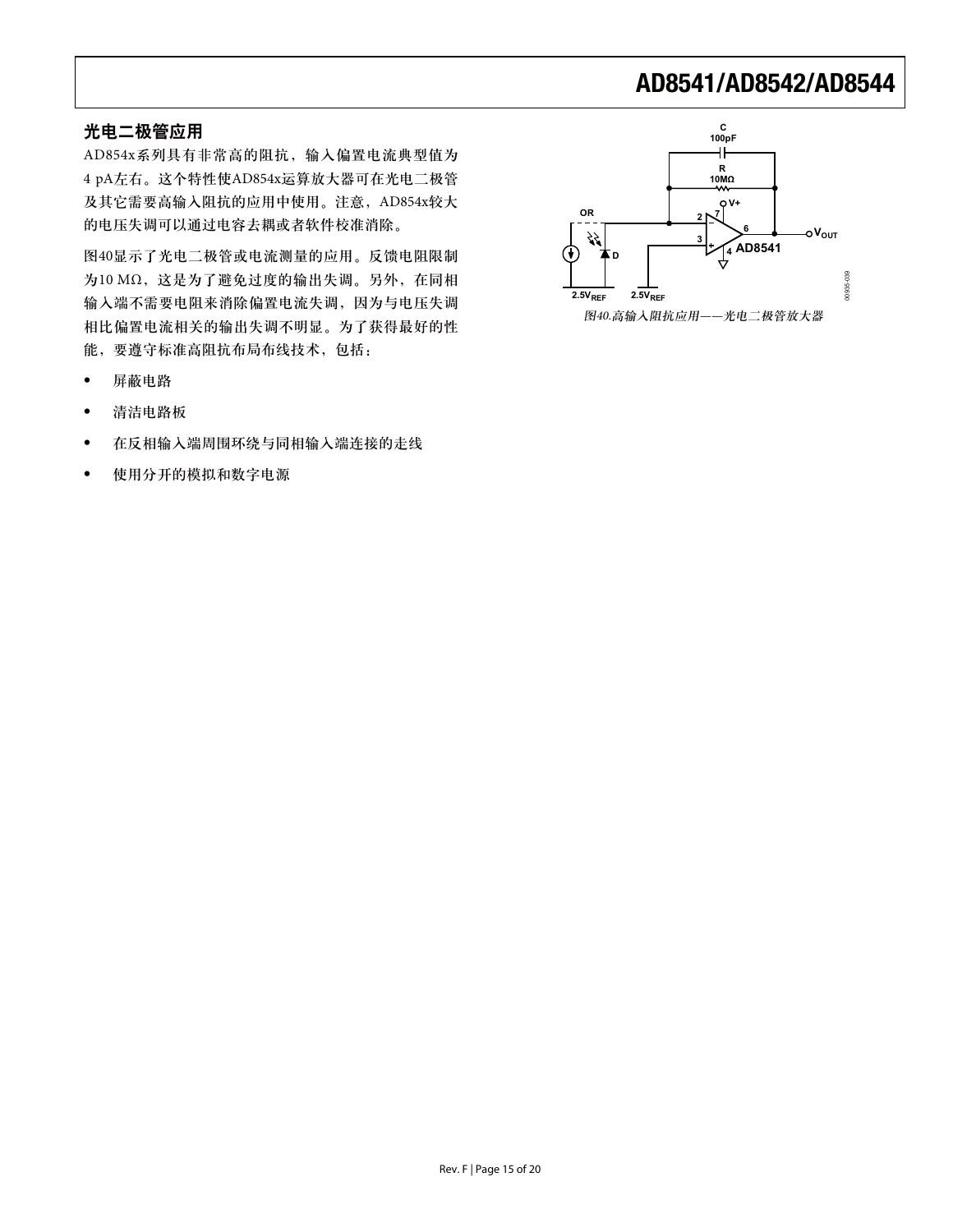## 光电二极管应用

AD854x系列具有非常高的阻抗，输入偏置电流典型值为4 pA左右。这个特性使AD854x运算放大器可在光电二极管及其它需要高输入阻抗的应用中使用。注意，AD854x较大的电压失调可以通过电容去耦或者软件校准消除。

图40显示了光电二极管或电流测量的应用。反馈电阻限制为10 MΩ，这是为了避免过度的输出失调。另外，在同相输入端不需要电阻来消除偏置电流失调，因为与电压失调相比偏置电流相关的输出失调不明显。为了获得最好的性能，要遵守标准高阻抗布局布线技术，包括：

- 屏蔽电路
- 清洁电路板
- 在反相输入端周围环绕与同相输入端连接的走线
- 使用分开的模拟和数字电源

*图40.高输入阻抗应用——光电二极管放大器*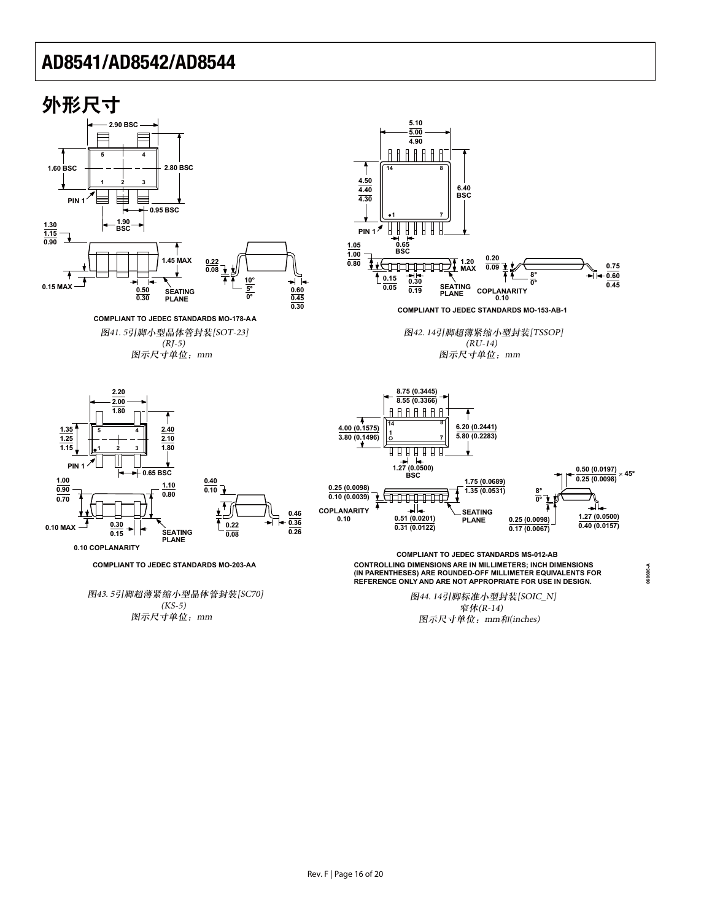## 外形尺寸

COMPLIANT TO JEDEC STANDARDS MO-178-AA

*图41. 5引脚小型晶体管封装[SOT-23]*
*(RJ-5)*
*图示尺寸单位：mm*

COMPLIANT TO JEDEC STANDARDS MO-153-AB-1

*图42. 14引脚超薄紧缩小型封装[TSSOP]*
*(RU-14)*
*图示尺寸单位：mm*

COMPLIANT TO JEDEC STANDARDS MO-203-AA

*图43. 5引脚超薄紧缩小型晶体管封装[SC70]*
*(KS-5)*
*图示尺寸单位：mm*

COMPLIANT TO JEDEC STANDARDS MS-012-AB
CONTROLLING DIMENSIONS ARE IN MILLIMETERS; INCH DIMENSIONS (IN PARENTHESES) ARE ROUNDED-OFF MILLIMETER EQUIVALENTS FOR REFERENCE ONLY AND ARE NOT APPROPRIATE FOR USE IN DESIGN.

*图44. 14引脚标准小型封装[SOIC_N]*
*窄体(R-14)*
*图示尺寸单位：mm和(inches)*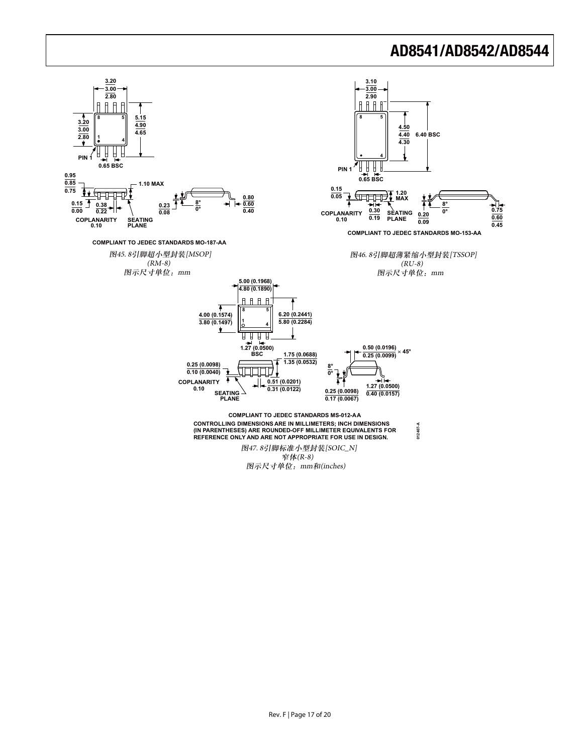COMPLIANT TO JEDEC STANDARDS MO-187-AA

*图45. 8引脚超小型封装[MSOP]*
*(RM-8)*
*图示尺寸单位：mm*

COMPLIANT TO JEDEC STANDARDS MO-153-AA

*图46. 8引脚超薄紧缩小型封装[TSSOP]*
*(RU-8)*
*图示尺寸单位：mm*

COMPLIANT TO JEDEC STANDARDS MS-012-AA

CONTROLLING DIMENSIONS ARE IN MILLIMETERS; INCH DIMENSIONS (IN PARENTHESES) ARE ROUNDED-OFF MILLIMETER EQUIVALENTS FOR REFERENCE ONLY AND ARE NOT APPROPRIATE FOR USE IN DESIGN.

*图47. 8引脚标准小型封装[SOIC_N]*
*窄体(R-8)*
*图示尺寸单位：mm和(inches)*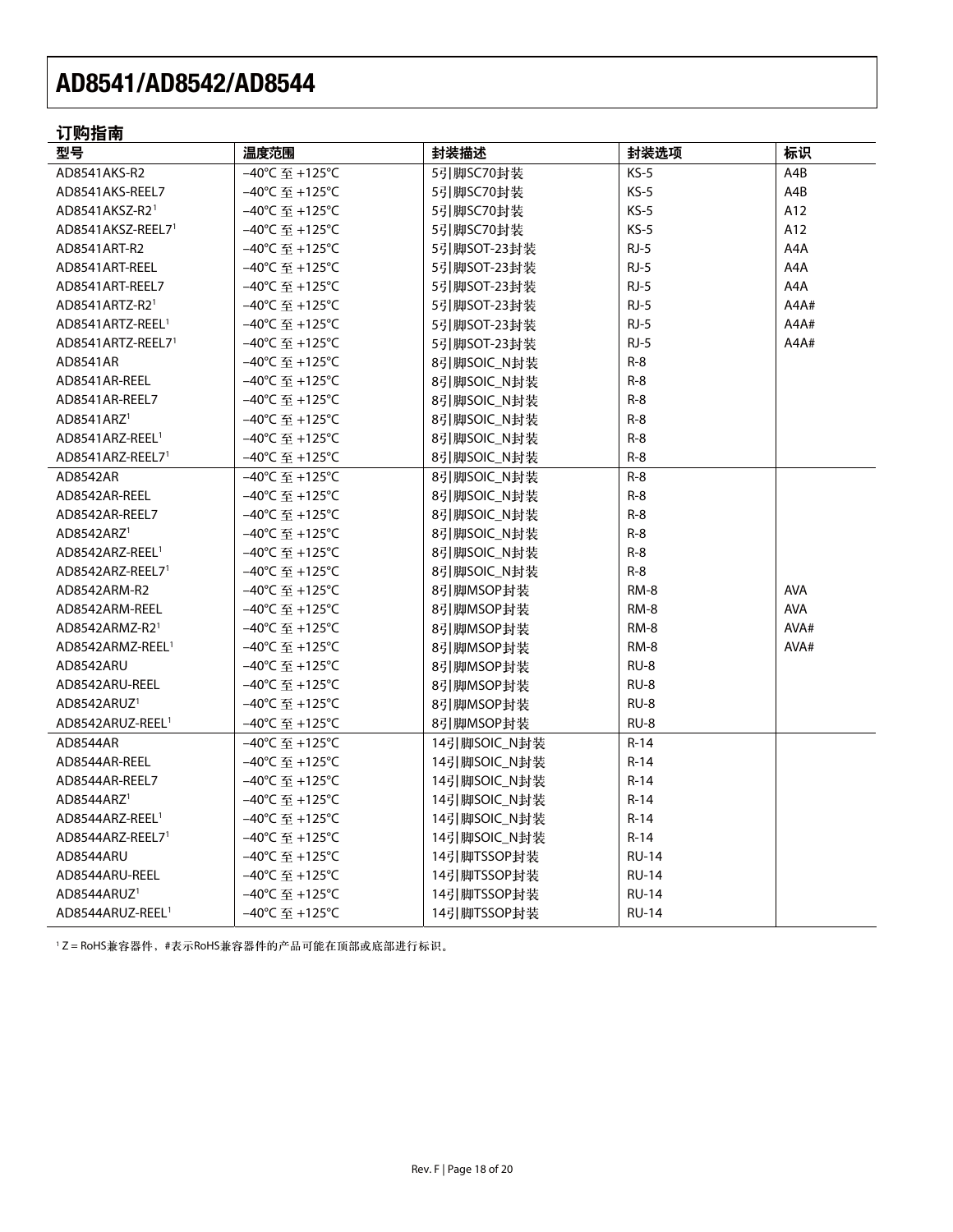## 订购指南

| 型号 | 温度范围 | 封装描述 | 封装选项 | 标识 |
|---|---|---|---|---|
| AD8541AKS-R2 | −40°C 至 +125°C | 5引脚SC70封装 | KS-5 | A4B |
| AD8541AKS-REEL7 | −40°C 至 +125°C | 5引脚SC70封装 | KS-5 | A4B |
| AD8541AKSZ-R2[1] | −40°C 至 +125°C | 5引脚SC70封装 | KS-5 | A12 |
| AD8541AKSZ-REEL7[1] | −40°C 至 +125°C | 5引脚SC70封装 | KS-5 | A12 |
| AD8541ART-R2 | −40°C 至 +125°C | 5引脚SOT-23封装 | RJ-5 | A4A |
| AD8541ART-REEL | −40°C 至 +125°C | 5引脚SOT-23封装 | RJ-5 | A4A |
| AD8541ART-REEL7 | −40°C 至 +125°C | 5引脚SOT-23封装 | RJ-5 | A4A |
| AD8541ARTZ-R2[1] | −40°C 至 +125°C | 5引脚SOT-23封装 | RJ-5 | A4A# |
| AD8541ARTZ-REEL[1] | −40°C 至 +125°C | 5引脚SOT-23封装 | RJ-5 | A4A# |
| AD8541ARTZ-REEL7[1] | −40°C 至 +125°C | 5引脚SOT-23封装 | RJ-5 | A4A# |
| AD8541AR | −40°C 至 +125°C | 8引脚SOIC_N封装 | R-8 | |
| AD8541AR-REEL | −40°C 至 +125°C | 8引脚SOIC_N封装 | R-8 | |
| AD8541AR-REEL7 | −40°C 至 +125°C | 8引脚SOIC_N封装 | R-8 | |
| AD8541ARZ[1] | −40°C 至 +125°C | 8引脚SOIC_N封装 | R-8 | |
| AD8541ARZ-REEL[1] | −40°C 至 +125°C | 8引脚SOIC_N封装 | R-8 | |
| AD8541ARZ-REEL7[1] | −40°C 至 +125°C | 8引脚SOIC_N封装 | R-8 | |
| AD8542AR | −40°C 至 +125°C | 8引脚SOIC_N封装 | R-8 | |
| AD8542AR-REEL | −40°C 至 +125°C | 8引脚SOIC_N封装 | R-8 | |
| AD8542AR-REEL7 | −40°C 至 +125°C | 8引脚SOIC_N封装 | R-8 | |
| AD8542ARZ[1] | −40°C 至 +125°C | 8引脚SOIC_N封装 | R-8 | |
| AD8542ARZ-REEL[1] | −40°C 至 +125°C | 8引脚SOIC_N封装 | R-8 | |
| AD8542ARZ-REEL7[1] | −40°C 至 +125°C | 8引脚SOIC_N封装 | R-8 | |
| AD8542ARM-R2 | −40°C 至 +125°C | 8引脚MSOP封装 | RM-8 | AVA |
| AD8542ARM-REEL | −40°C 至 +125°C | 8引脚MSOP封装 | RM-8 | AVA |
| AD8542ARMZ-R2[1] | −40°C 至 +125°C | 8引脚MSOP封装 | RM-8 | AVA# |
| AD8542ARMZ-REEL[1] | −40°C 至 +125°C | 8引脚MSOP封装 | RM-8 | AVA# |
| AD8542ARU | −40°C 至 +125°C | 8引脚MSOP封装 | RU-8 | |
| AD8542ARU-REEL | −40°C 至 +125°C | 8引脚MSOP封装 | RU-8 | |
| AD8542ARUZ[1] | −40°C 至 +125°C | 8引脚MSOP封装 | RU-8 | |
| AD8542ARUZ-REEL[1] | −40°C 至 +125°C | 8引脚MSOP封装 | RU-8 | |
| AD8544AR | −40°C 至 +125°C | 14引脚SOIC_N封装 | R-14 | |
| AD8544AR-REEL | −40°C 至 +125°C | 14引脚SOIC_N封装 | R-14 | |
| AD8544AR-REEL7 | −40°C 至 +125°C | 14引脚SOIC_N封装 | R-14 | |
| AD8544ARZ[1] | −40°C 至 +125°C | 14引脚SOIC_N封装 | R-14 | |
| AD8544ARZ-REEL[1] | −40°C 至 +125°C | 14引脚SOIC_N封装 | R-14 | |
| AD8544ARZ-REEL7[1] | −40°C 至 +125°C | 14引脚SOIC_N封装 | R-14 | |
| AD8544ARU | −40°C 至 +125°C | 14引脚TSSOP封装 | RU-14 | |
| AD8544ARU-REEL | −40°C 至 +125°C | 14引脚TSSOP封装 | RU-14 | |
| AD8544ARUZ[1] | −40°C 至 +125°C | 14引脚TSSOP封装 | RU-14 | |
| AD8544ARUZ-REEL[1] | −40°C 至 +125°C | 14引脚TSSOP封装 | RU-14 | |

[1] Z = RoHS兼容器件，#表示RoHS兼容器件的产品可能在顶部或底部进行标识。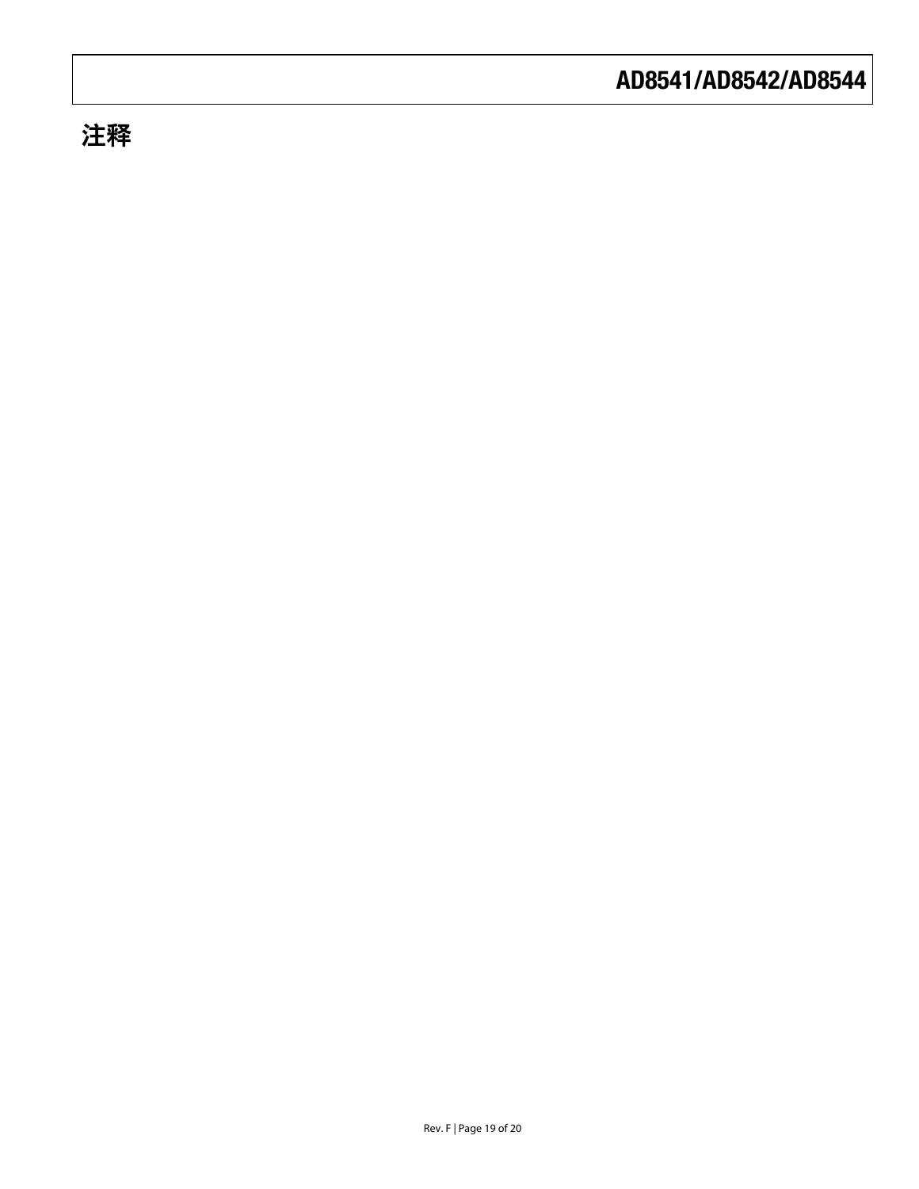## 注释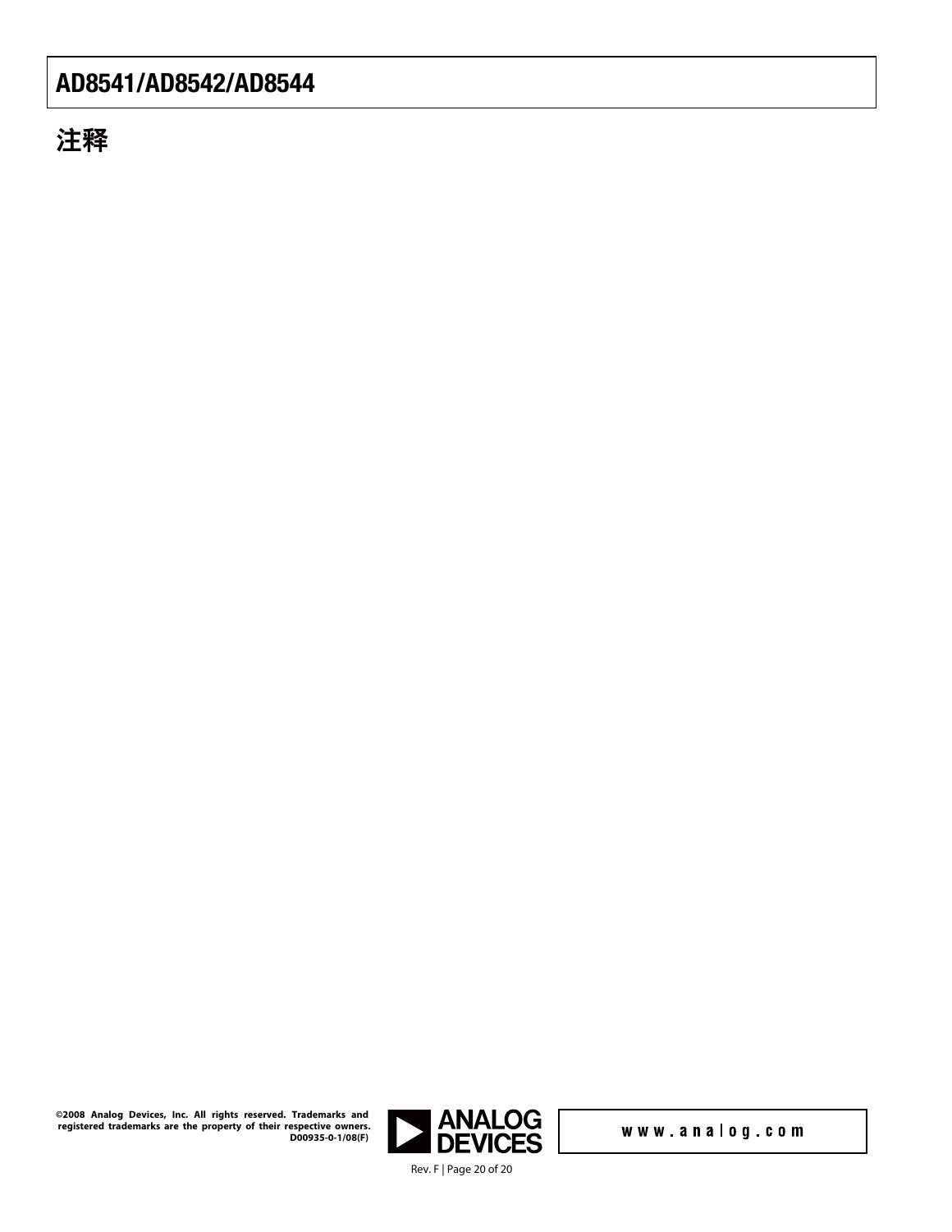## 注释

©2008 Analog Devices, Inc. All rights reserved. Trademarks and registered trademarks are the property of their respective owners.
D00935-0-1/08(F)

www.analog.com